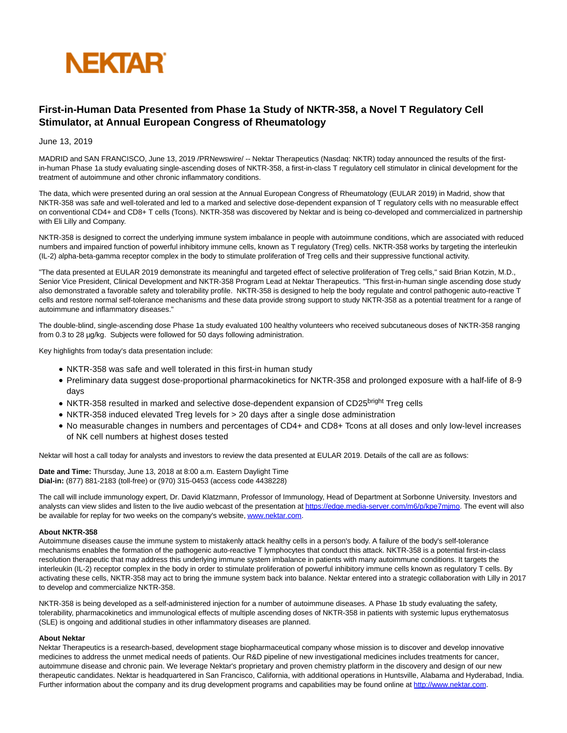NEKTAR

# First-in-Human Data Presented from Phase 1a Study of NKTR-358, a Novel T Regulatory Cell Stimulator, at Annual European Congress of Rheumatology

June 13, 2019

MADRID and SAN FRANCISCO, June 13, 2019 /PRNewswire/ -- Nektar Therapeutics (Nasdaq: NKTR) today announced the results of the first-in-human Phase 1a study evaluating single-ascending doses of NKTR-358, a first-in-class T regulatory cell stimulator in clinical development for the treatment of autoimmune and other chronic inflammatory conditions.

The data, which were presented during an oral session at the Annual European Congress of Rheumatology (EULAR 2019) in Madrid, show that NKTR-358 was safe and well-tolerated and led to a marked and selective dose-dependent expansion of T regulatory cells with no measurable effect on conventional CD4+ and CD8+ T cells (Tcons). NKTR-358 was discovered by Nektar and is being co-developed and commercialized in partnership with Eli Lilly and Company.

NKTR-358 is designed to correct the underlying immune system imbalance in people with autoimmune conditions, which are associated with reduced numbers and impaired function of powerful inhibitory immune cells, known as T regulatory (Treg) cells. NKTR-358 works by targeting the interleukin (IL-2) alpha-beta-gamma receptor complex in the body to stimulate proliferation of Treg cells and their suppressive functional activity.

"The data presented at EULAR 2019 demonstrate its meaningful and targeted effect of selective proliferation of Treg cells," said Brian Kotzin, M.D., Senior Vice President, Clinical Development and NKTR-358 Program Lead at Nektar Therapeutics. "This first-in-human single ascending dose study also demonstrated a favorable safety and tolerability profile. NKTR-358 is designed to help the body regulate and control pathogenic auto-reactive T cells and restore normal self-tolerance mechanisms and these data provide strong support to study NKTR-358 as a potential treatment for a range of autoimmune and inflammatory diseases."

The double-blind, single-ascending dose Phase 1a study evaluated 100 healthy volunteers who received subcutaneous doses of NKTR-358 ranging from 0.3 to 28 µg/kg. Subjects were followed for 50 days following administration.

Key highlights from today's data presentation include:

- NKTR-358 was safe and well tolerated in this first-in human study
- Preliminary data suggest dose-proportional pharmacokinetics for NKTR-358 and prolonged exposure with a half-life of 8-9 days
- NKTR-358 resulted in marked and selective dose-dependent expansion of $CD25^{bright}$ Treg cells
- NKTR-358 induced elevated Treg levels for > 20 days after a single dose administration
- No measurable changes in numbers and percentages of CD4+ and CD8+ Tcons at all doses and only low-level increases of NK cell numbers at highest doses tested

Nektar will host a call today for analysts and investors to review the data presented at EULAR 2019. Details of the call are as follows:

**Date and Time:** Thursday, June 13, 2018 at 8:00 a.m. Eastern Daylight Time
**Dial-in:** (877) 881-2183 (toll-free) or (970) 315-0453 (access code 4438228)

The call will include immunology expert, Dr. David Klatzmann, Professor of Immunology, Head of Department at Sorbonne University. Investors and analysts can view slides and listen to the live audio webcast of the presentation at https://edge.media-server.com/m6/p/kpe7mjmo. The event will also be available for replay for two weeks on the company's website, www.nektar.com.

**About NKTR-358**
Autoimmune diseases cause the immune system to mistakenly attack healthy cells in a person's body. A failure of the body's self-tolerance mechanisms enables the formation of the pathogenic auto-reactive T lymphocytes that conduct this attack. NKTR-358 is a potential first-in-class resolution therapeutic that may address this underlying immune system imbalance in patients with many autoimmune conditions. It targets the interleukin (IL-2) receptor complex in the body in order to stimulate proliferation of powerful inhibitory immune cells known as regulatory T cells. By activating these cells, NKTR-358 may act to bring the immune system back into balance. Nektar entered into a strategic collaboration with Lilly in 2017 to develop and commercialize NKTR-358.

NKTR-358 is being developed as a self-administered injection for a number of autoimmune diseases. A Phase 1b study evaluating the safety, tolerability, pharmacokinetics and immunological effects of multiple ascending doses of NKTR-358 in patients with systemic lupus erythematosus (SLE) is ongoing and additional studies in other inflammatory diseases are planned.

**About Nektar**
Nektar Therapeutics is a research-based, development stage biopharmaceutical company whose mission is to discover and develop innovative medicines to address the unmet medical needs of patients. Our R&D pipeline of new investigational medicines includes treatments for cancer, autoimmune disease and chronic pain. We leverage Nektar's proprietary and proven chemistry platform in the discovery and design of our new therapeutic candidates. Nektar is headquartered in San Francisco, California, with additional operations in Huntsville, Alabama and Hyderabad, India. Further information about the company and its drug development programs and capabilities may be found online at http://www.nektar.com.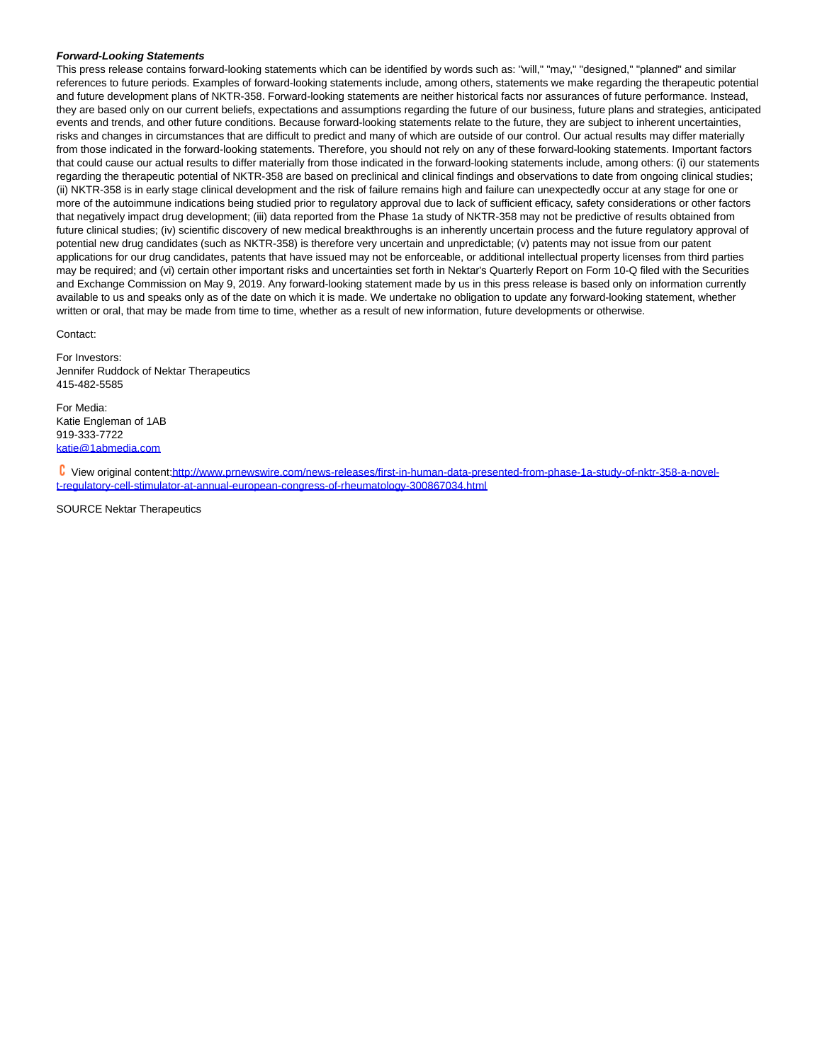***Forward-Looking Statements***

This press release contains forward-looking statements which can be identified by words such as: "will," "may," "designed," "planned" and similar references to future periods. Examples of forward-looking statements include, among others, statements we make regarding the therapeutic potential and future development plans of NKTR-358. Forward-looking statements are neither historical facts nor assurances of future performance. Instead, they are based only on our current beliefs, expectations and assumptions regarding the future of our business, future plans and strategies, anticipated events and trends, and other future conditions. Because forward-looking statements relate to the future, they are subject to inherent uncertainties, risks and changes in circumstances that are difficult to predict and many of which are outside of our control. Our actual results may differ materially from those indicated in the forward-looking statements. Therefore, you should not rely on any of these forward-looking statements. Important factors that could cause our actual results to differ materially from those indicated in the forward-looking statements include, among others: (i) our statements regarding the therapeutic potential of NKTR-358 are based on preclinical and clinical findings and observations to date from ongoing clinical studies; (ii) NKTR-358 is in early stage clinical development and the risk of failure remains high and failure can unexpectedly occur at any stage for one or more of the autoimmune indications being studied prior to regulatory approval due to lack of sufficient efficacy, safety considerations or other factors that negatively impact drug development; (iii) data reported from the Phase 1a study of NKTR-358 may not be predictive of results obtained from future clinical studies; (iv) scientific discovery of new medical breakthroughs is an inherently uncertain process and the future regulatory approval of potential new drug candidates (such as NKTR-358) is therefore very uncertain and unpredictable; (v) patents may not issue from our patent applications for our drug candidates, patents that have issued may not be enforceable, or additional intellectual property licenses from third parties may be required; and (vi) certain other important risks and uncertainties set forth in Nektar's Quarterly Report on Form 10-Q filed with the Securities and Exchange Commission on May 9, 2019. Any forward-looking statement made by us in this press release is based only on information currently available to us and speaks only as of the date on which it is made. We undertake no obligation to update any forward-looking statement, whether written or oral, that may be made from time to time, whether as a result of new information, future developments or otherwise.

Contact:

For Investors:
Jennifer Ruddock of Nektar Therapeutics
415-482-5585

For Media:
Katie Engleman of 1AB
919-333-7722
katie@1abmedia.com

View original content:http://www.prnewswire.com/news-releases/first-in-human-data-presented-from-phase-1a-study-of-nktr-358-a-novel-t-regulatory-cell-stimulator-at-annual-european-congress-of-rheumatology-300867034.html

SOURCE Nektar Therapeutics